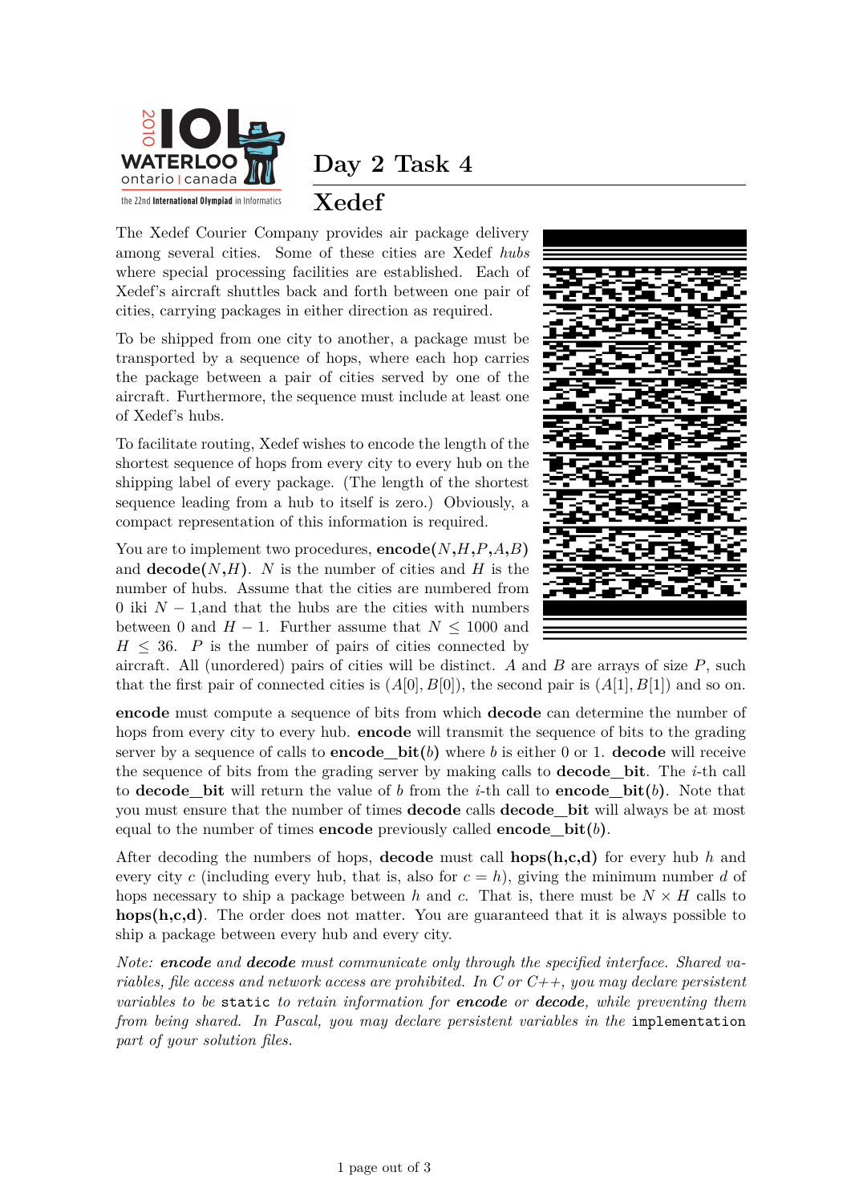# Day 2 Task 4

## Xedef

The Xedef Courier Company provides air package delivery among several cities. Some of these cities are Xedef *hubs* where special processing facilities are established. Each of Xedef's aircraft shuttles back and forth between one pair of cities, carrying packages in either direction as required.

To be shipped from one city to another, a package must be transported by a sequence of hops, where each hop carries the package between a pair of cities served by one of the aircraft. Furthermore, the sequence must include at least one of Xedef's hubs.

To facilitate routing, Xedef wishes to encode the length of the shortest sequence of hops from every city to every hub on the shipping label of every package. (The length of the shortest sequence leading from a hub to itself is zero.) Obviously, a compact representation of this information is required.

You are to implement two procedures, **encode**($N$,$H$,$P$,$A$,$B$) and **decode**($N$,$H$). $N$ is the number of cities and $H$ is the number of hubs. Assume that the cities are numbered from 0 iki $N-1$,and that the hubs are the cities with numbers between 0 and $H-1$. Further assume that $N \leq 1000$ and $H \leq 36$. $P$ is the number of pairs of cities connected by aircraft. All (unordered) pairs of cities will be distinct. $A$ and $B$ are arrays of size $P$, such that the first pair of connected cities is $(A[0], B[0])$, the second pair is $(A[1], B[1])$ and so on.

**encode** must compute a sequence of bits from which **decode** can determine the number of hops from every city to every hub. **encode** will transmit the sequence of bits to the grading server by a sequence of calls to **encode_bit**($b$) where $b$ is either 0 or 1. **decode** will receive the sequence of bits from the grading server by making calls to **decode_bit**. The $i$-th call to **decode_bit** will return the value of $b$ from the $i$-th call to **encode_bit**($b$). Note that you must ensure that the number of times **decode** calls **decode_bit** will always be at most equal to the number of times **encode** previously called **encode_bit**($b$).

After decoding the numbers of hops, **decode** must call **hops(h,c,d)** for every hub $h$ and every city $c$ (including every hub, that is, also for $c = h$), giving the minimum number $d$ of hops necessary to ship a package between $h$ and $c$. That is, there must be $N \times H$ calls to **hops(h,c,d)**. The order does not matter. You are guaranteed that it is always possible to ship a package between every hub and every city.

*Note: **encode** and **decode** must communicate only through the specified interface. Shared variables, file access and network access are prohibited. In C or C++, you may declare persistent variables to be* `static` *to retain information for **encode** or **decode**, while preventing them from being shared. In Pascal, you may declare persistent variables in the* `implementation` *part of your solution files.*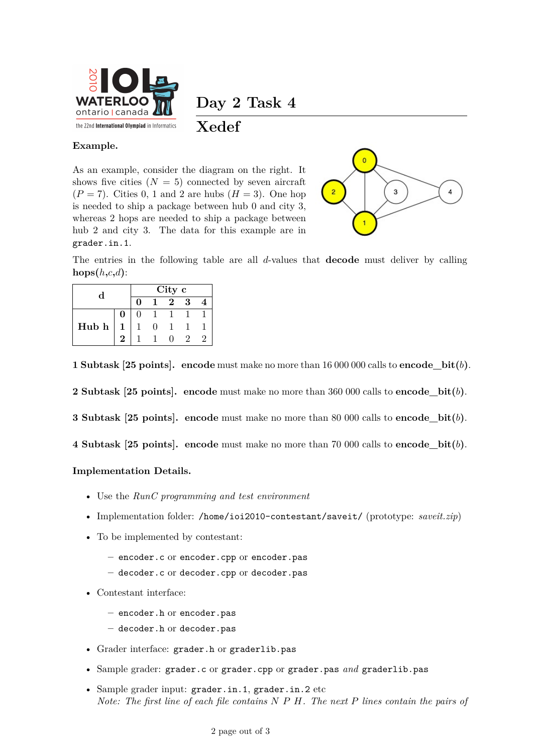# Day 2 Task 4

# Xedef

**Example.**

As an example, consider the diagram on the right. It shows five cities ($N = 5$) connected by seven aircraft ($P = 7$). Cities 0, 1 and 2 are hubs ($H = 3$). One hop is needed to ship a package between hub 0 and city 3, whereas 2 hops are needed to ship a package between hub 2 and city 3. The data for this example are in `grader.in.1`.

The entries in the following table are all $d$-values that **decode** must deliver by calling **hops**($h$,$c$,$d$):

| d | | City c | | | | |
|---|---|---|---|---|---|---|
| | | **0** | **1** | **2** | **3** | **4** |
| Hub h | **0** | 0 | 1 | 1 | 1 | 1 |
| | **1** | 1 | 0 | 1 | 1 | 1 |
| | **2** | 1 | 1 | 0 | 2 | 2 |

**1 Subtask [25 points].** **encode** must make no more than 16 000 000 calls to **encode_bit**($b$).

**2 Subtask [25 points].** **encode** must make no more than 360 000 calls to **encode_bit**($b$).

**3 Subtask [25 points].** **encode** must make no more than 80 000 calls to **encode_bit**($b$).

**4 Subtask [25 points].** **encode** must make no more than 70 000 calls to **encode_bit**($b$).

**Implementation Details.**

- Use the *RunC programming and test environment*
- Implementation folder: `/home/ioi2010-contestant/saveit/` (prototype: *saveit.zip*)
- To be implemented by contestant:
  - `encoder.c` or `encoder.cpp` or `encoder.pas`
  - `decoder.c` or `decoder.cpp` or `decoder.pas`
- Contestant interface:
  - `encoder.h` or `encoder.pas`
  - `decoder.h` or `decoder.pas`
- Grader interface: `grader.h` or `graderlib.pas`
- Sample grader: `grader.c` or `grader.cpp` or `grader.pas` *and* `graderlib.pas`
- Sample grader input: `grader.in.1`, `grader.in.2` etc
  *Note: The first line of each file contains N P H. The next P lines contain the pairs of*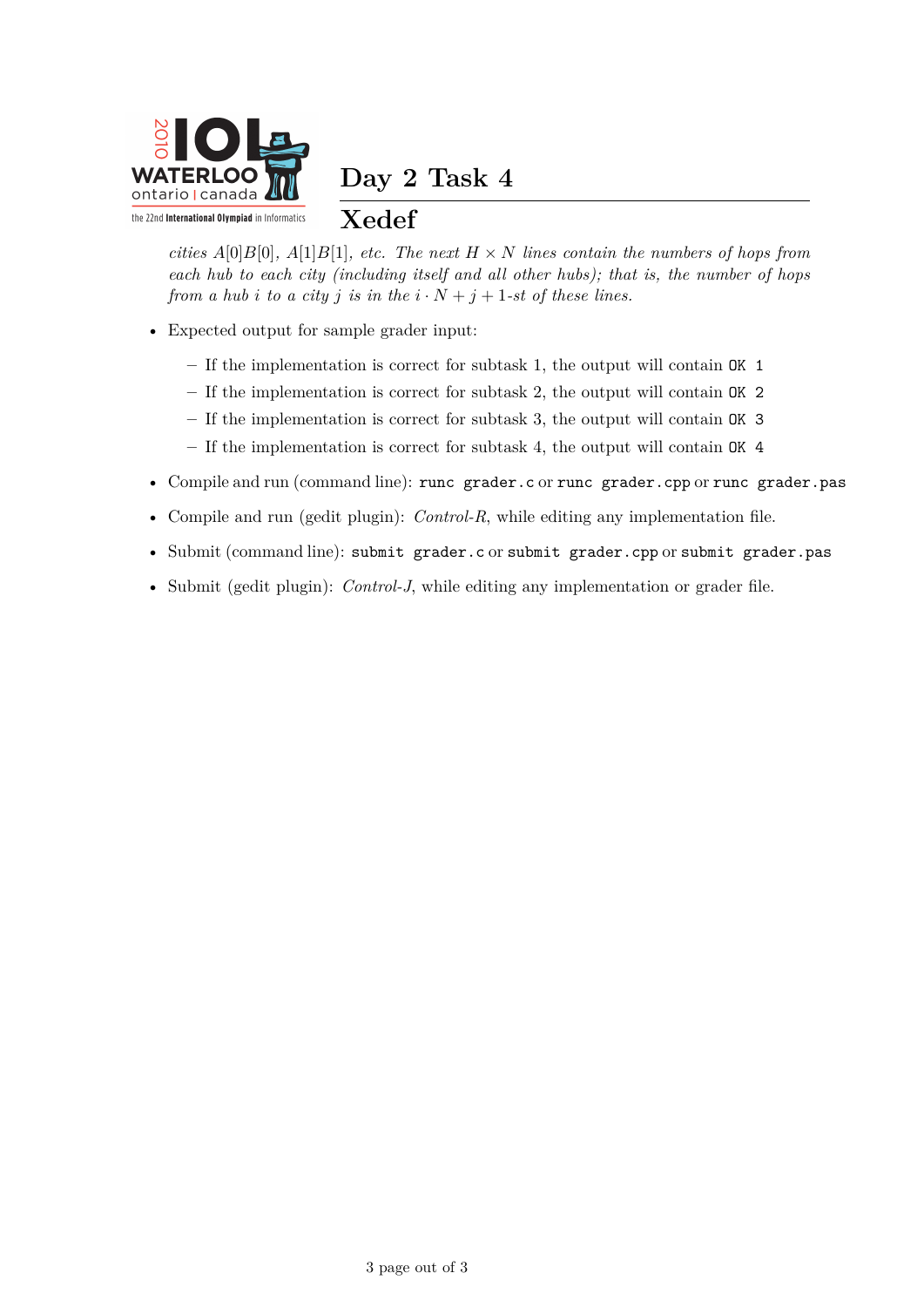*cities $A[0]B[0]$, $A[1]B[1]$, etc. The next $H \times N$ lines contain the numbers of hops from each hub to each city (including itself and all other hubs); that is, the number of hops from a hub $i$ to a city $j$ is in the $i \cdot N + j + 1$-st of these lines.*

- Expected output for sample grader input:
  - If the implementation is correct for subtask 1, the output will contain `OK 1`
  - If the implementation is correct for subtask 2, the output will contain `OK 2`
  - If the implementation is correct for subtask 3, the output will contain `OK 3`
  - If the implementation is correct for subtask 4, the output will contain `OK 4`
- Compile and run (command line): `runc grader.c` or `runc grader.cpp` or `runc grader.pas`
- Compile and run (gedit plugin): *Control-R*, while editing any implementation file.
- Submit (command line): `submit grader.c` or `submit grader.cpp` or `submit grader.pas`
- Submit (gedit plugin): *Control-J*, while editing any implementation or grader file.